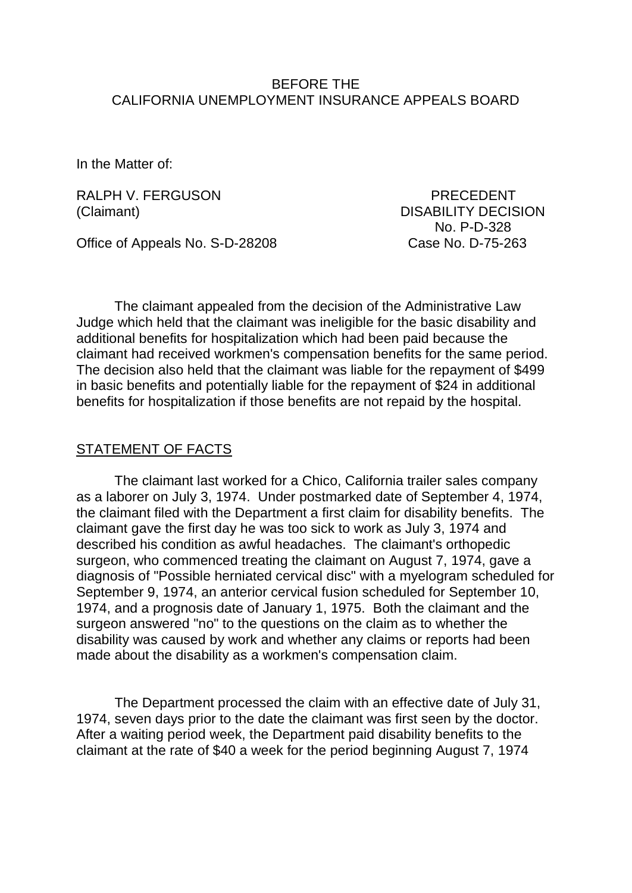BEFORE THE
CALIFORNIA UNEMPLOYMENT INSURANCE APPEALS BOARD

In the Matter of:

RALPH V. FERGUSON (Claimant)

PRECEDENT DISABILITY DECISION No. P-D-328

Office of Appeals No. S-D-28208

Case No. D-75-263

The claimant appealed from the decision of the Administrative Law Judge which held that the claimant was ineligible for the basic disability and additional benefits for hospitalization which had been paid because the claimant had received workmen's compensation benefits for the same period. The decision also held that the claimant was liable for the repayment of $499 in basic benefits and potentially liable for the repayment of $24 in additional benefits for hospitalization if those benefits are not repaid by the hospital.

## STATEMENT OF FACTS

The claimant last worked for a Chico, California trailer sales company as a laborer on July 3, 1974. Under postmarked date of September 4, 1974, the claimant filed with the Department a first claim for disability benefits. The claimant gave the first day he was too sick to work as July 3, 1974 and described his condition as awful headaches. The claimant's orthopedic surgeon, who commenced treating the claimant on August 7, 1974, gave a diagnosis of "Possible herniated cervical disc" with a myelogram scheduled for September 9, 1974, an anterior cervical fusion scheduled for September 10, 1974, and a prognosis date of January 1, 1975. Both the claimant and the surgeon answered "no" to the questions on the claim as to whether the disability was caused by work and whether any claims or reports had been made about the disability as a workmen's compensation claim.

The Department processed the claim with an effective date of July 31, 1974, seven days prior to the date the claimant was first seen by the doctor. After a waiting period week, the Department paid disability benefits to the claimant at the rate of $40 a week for the period beginning August 7, 1974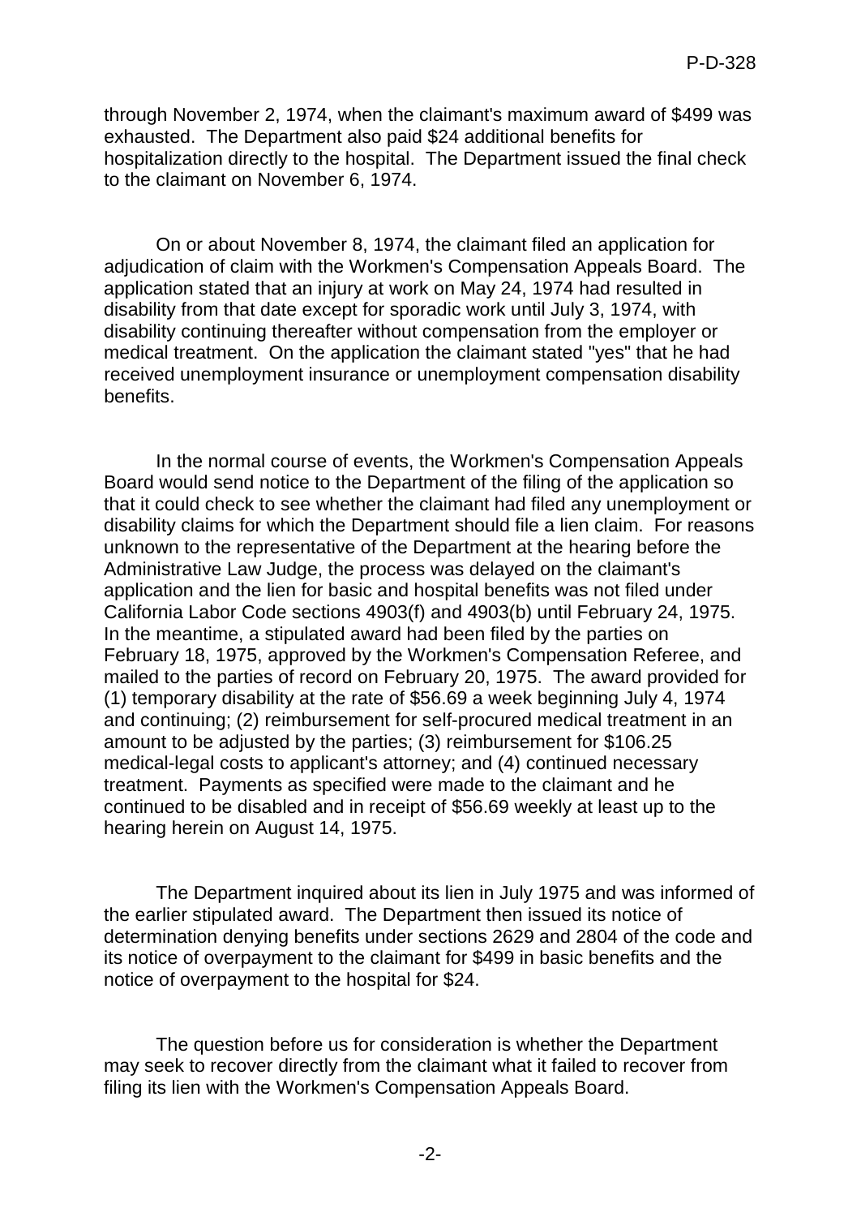through November 2, 1974, when the claimant's maximum award of $499 was exhausted. The Department also paid $24 additional benefits for hospitalization directly to the hospital. The Department issued the final check to the claimant on November 6, 1974.

On or about November 8, 1974, the claimant filed an application for adjudication of claim with the Workmen's Compensation Appeals Board. The application stated that an injury at work on May 24, 1974 had resulted in disability from that date except for sporadic work until July 3, 1974, with disability continuing thereafter without compensation from the employer or medical treatment. On the application the claimant stated "yes" that he had received unemployment insurance or unemployment compensation disability benefits.

In the normal course of events, the Workmen's Compensation Appeals Board would send notice to the Department of the filing of the application so that it could check to see whether the claimant had filed any unemployment or disability claims for which the Department should file a lien claim. For reasons unknown to the representative of the Department at the hearing before the Administrative Law Judge, the process was delayed on the claimant's application and the lien for basic and hospital benefits was not filed under California Labor Code sections 4903(f) and 4903(b) until February 24, 1975. In the meantime, a stipulated award had been filed by the parties on February 18, 1975, approved by the Workmen's Compensation Referee, and mailed to the parties of record on February 20, 1975. The award provided for (1) temporary disability at the rate of $56.69 a week beginning July 4, 1974 and continuing; (2) reimbursement for self-procured medical treatment in an amount to be adjusted by the parties; (3) reimbursement for $106.25 medical-legal costs to applicant's attorney; and (4) continued necessary treatment. Payments as specified were made to the claimant and he continued to be disabled and in receipt of $56.69 weekly at least up to the hearing herein on August 14, 1975.

The Department inquired about its lien in July 1975 and was informed of the earlier stipulated award. The Department then issued its notice of determination denying benefits under sections 2629 and 2804 of the code and its notice of overpayment to the claimant for $499 in basic benefits and the notice of overpayment to the hospital for $24.

The question before us for consideration is whether the Department may seek to recover directly from the claimant what it failed to recover from filing its lien with the Workmen's Compensation Appeals Board.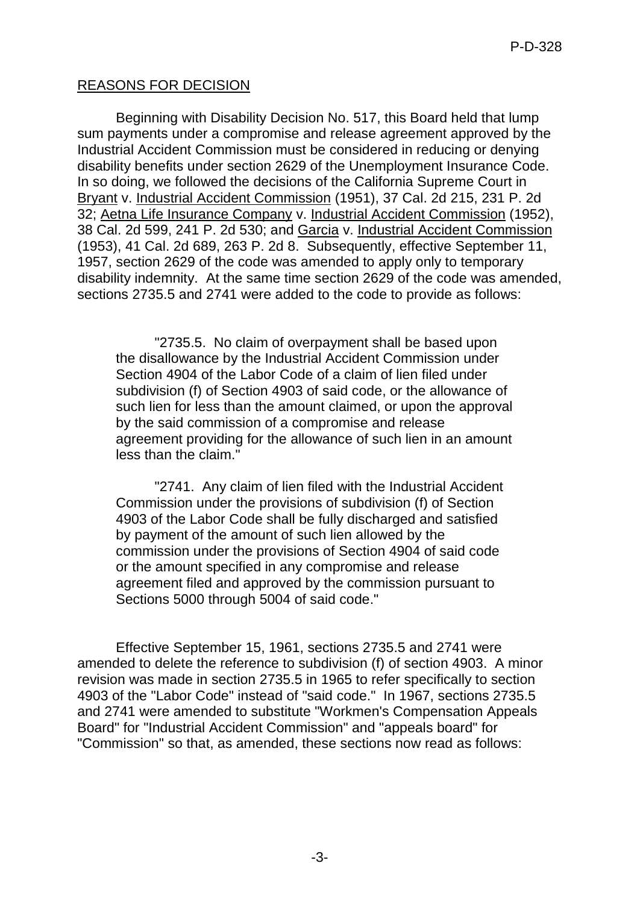REASONS FOR DECISION

Beginning with Disability Decision No. 517, this Board held that lump sum payments under a compromise and release agreement approved by the Industrial Accident Commission must be considered in reducing or denying disability benefits under section 2629 of the Unemployment Insurance Code. In so doing, we followed the decisions of the California Supreme Court in Bryant v. Industrial Accident Commission (1951), 37 Cal. 2d 215, 231 P. 2d 32; Aetna Life Insurance Company v. Industrial Accident Commission (1952), 38 Cal. 2d 599, 241 P. 2d 530; and Garcia v. Industrial Accident Commission (1953), 41 Cal. 2d 689, 263 P. 2d 8. Subsequently, effective September 11, 1957, section 2629 of the code was amended to apply only to temporary disability indemnity. At the same time section 2629 of the code was amended, sections 2735.5 and 2741 were added to the code to provide as follows:

> "2735.5. No claim of overpayment shall be based upon the disallowance by the Industrial Accident Commission under Section 4904 of the Labor Code of a claim of lien filed under subdivision (f) of Section 4903 of said code, or the allowance of such lien for less than the amount claimed, or upon the approval by the said commission of a compromise and release agreement providing for the allowance of such lien in an amount less than the claim."
>
> "2741. Any claim of lien filed with the Industrial Accident Commission under the provisions of subdivision (f) of Section 4903 of the Labor Code shall be fully discharged and satisfied by payment of the amount of such lien allowed by the commission under the provisions of Section 4904 of said code or the amount specified in any compromise and release agreement filed and approved by the commission pursuant to Sections 5000 through 5004 of said code."

Effective September 15, 1961, sections 2735.5 and 2741 were amended to delete the reference to subdivision (f) of section 4903. A minor revision was made in section 2735.5 in 1965 to refer specifically to section 4903 of the "Labor Code" instead of "said code." In 1967, sections 2735.5 and 2741 were amended to substitute "Workmen's Compensation Appeals Board" for "Industrial Accident Commission" and "appeals board" for "Commission" so that, as amended, these sections now read as follows: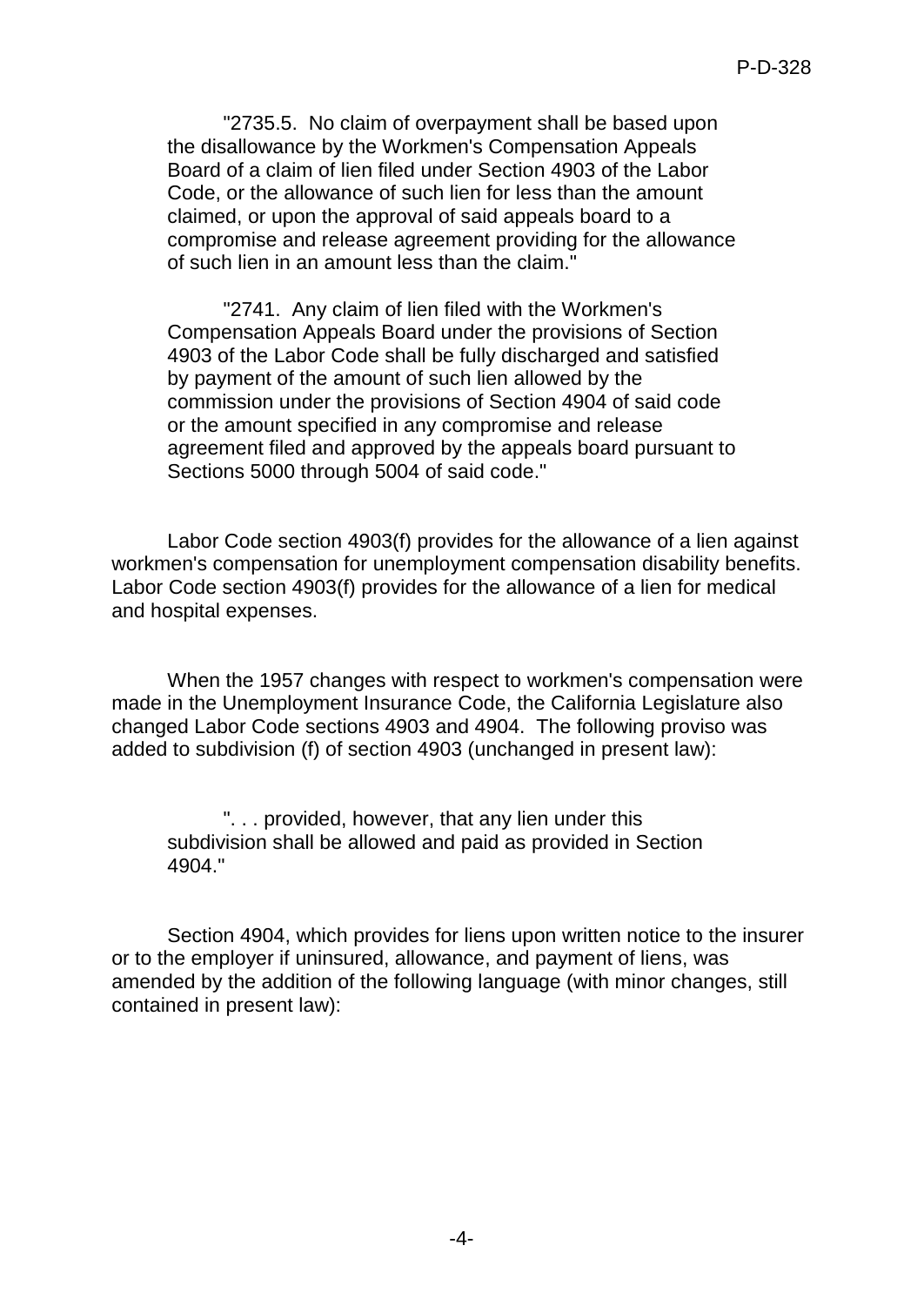"2735.5. No claim of overpayment shall be based upon the disallowance by the Workmen's Compensation Appeals Board of a claim of lien filed under Section 4903 of the Labor Code, or the allowance of such lien for less than the amount claimed, or upon the approval of said appeals board to a compromise and release agreement providing for the allowance of such lien in an amount less than the claim."

"2741. Any claim of lien filed with the Workmen's Compensation Appeals Board under the provisions of Section 4903 of the Labor Code shall be fully discharged and satisfied by payment of the amount of such lien allowed by the commission under the provisions of Section 4904 of said code or the amount specified in any compromise and release agreement filed and approved by the appeals board pursuant to Sections 5000 through 5004 of said code."

Labor Code section 4903(f) provides for the allowance of a lien against workmen's compensation for unemployment compensation disability benefits. Labor Code section 4903(f) provides for the allowance of a lien for medical and hospital expenses.

When the 1957 changes with respect to workmen's compensation were made in the Unemployment Insurance Code, the California Legislature also changed Labor Code sections 4903 and 4904. The following proviso was added to subdivision (f) of section 4903 (unchanged in present law):

". . . provided, however, that any lien under this subdivision shall be allowed and paid as provided in Section 4904."

Section 4904, which provides for liens upon written notice to the insurer or to the employer if uninsured, allowance, and payment of liens, was amended by the addition of the following language (with minor changes, still contained in present law):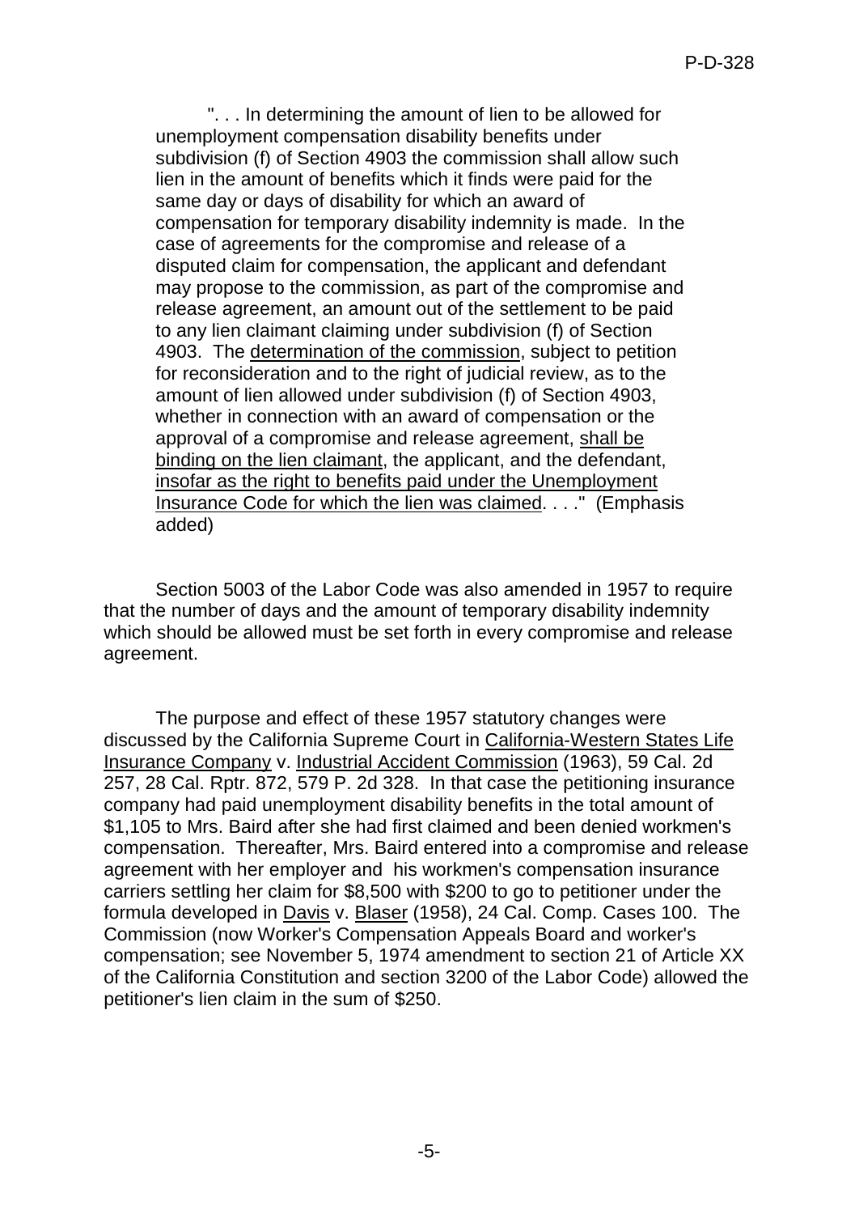> ". . . In determining the amount of lien to be allowed for unemployment compensation disability benefits under subdivision (f) of Section 4903 the commission shall allow such lien in the amount of benefits which it finds were paid for the same day or days of disability for which an award of compensation for temporary disability indemnity is made. In the case of agreements for the compromise and release of a disputed claim for compensation, the applicant and defendant may propose to the commission, as part of the compromise and release agreement, an amount out of the settlement to be paid to any lien claimant claiming under subdivision (f) of Section 4903. The <u>determination of the commission</u>, subject to petition for reconsideration and to the right of judicial review, as to the amount of lien allowed under subdivision (f) of Section 4903, whether in connection with an award of compensation or the approval of a compromise and release agreement, <u>shall be binding on the lien claimant</u>, the applicant, and the defendant, <u>insofar as the right to benefits paid under the Unemployment Insurance Code for which the lien was claimed</u>. . . ." (Emphasis added)

Section 5003 of the Labor Code was also amended in 1957 to require that the number of days and the amount of temporary disability indemnity which should be allowed must be set forth in every compromise and release agreement.

The purpose and effect of these 1957 statutory changes were discussed by the California Supreme Court in <u>California-Western States Life Insurance Company</u> v. <u>Industrial Accident Commission</u> (1963), 59 Cal. 2d 257, 28 Cal. Rptr. 872, 579 P. 2d 328. In that case the petitioning insurance company had paid unemployment disability benefits in the total amount of $1,105 to Mrs. Baird after she had first claimed and been denied workmen's compensation. Thereafter, Mrs. Baird entered into a compromise and release agreement with her employer and his workmen's compensation insurance carriers settling her claim for $8,500 with $200 to go to petitioner under the formula developed in <u>Davis</u> v. <u>Blaser</u> (1958), 24 Cal. Comp. Cases 100. The Commission (now Worker's Compensation Appeals Board and worker's compensation; see November 5, 1974 amendment to section 21 of Article XX of the California Constitution and section 3200 of the Labor Code) allowed the petitioner's lien claim in the sum of $250.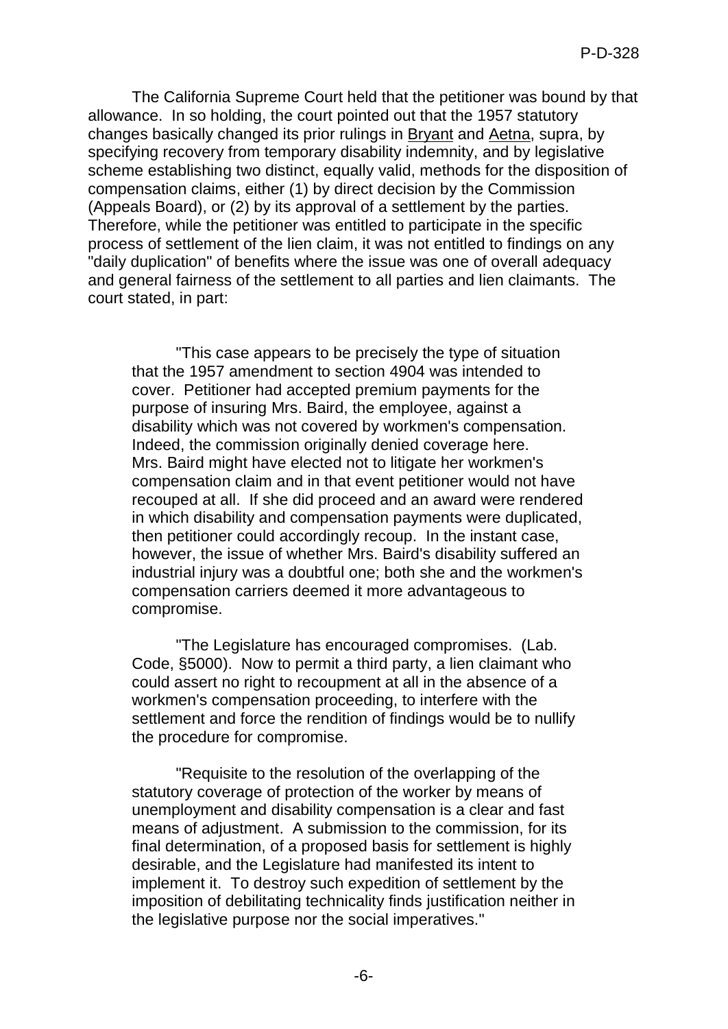The California Supreme Court held that the petitioner was bound by that allowance. In so holding, the court pointed out that the 1957 statutory changes basically changed its prior rulings in Bryant and Aetna, supra, by specifying recovery from temporary disability indemnity, and by legislative scheme establishing two distinct, equally valid, methods for the disposition of compensation claims, either (1) by direct decision by the Commission (Appeals Board), or (2) by its approval of a settlement by the parties. Therefore, while the petitioner was entitled to participate in the specific process of settlement of the lien claim, it was not entitled to findings on any "daily duplication" of benefits where the issue was one of overall adequacy and general fairness of the settlement to all parties and lien claimants. The court stated, in part:

> "This case appears to be precisely the type of situation that the 1957 amendment to section 4904 was intended to cover. Petitioner had accepted premium payments for the purpose of insuring Mrs. Baird, the employee, against a disability which was not covered by workmen's compensation. Indeed, the commission originally denied coverage here. Mrs. Baird might have elected not to litigate her workmen's compensation claim and in that event petitioner would not have recouped at all. If she did proceed and an award were rendered in which disability and compensation payments were duplicated, then petitioner could accordingly recoup. In the instant case, however, the issue of whether Mrs. Baird's disability suffered an industrial injury was a doubtful one; both she and the workmen's compensation carriers deemed it more advantageous to compromise.
>
> "The Legislature has encouraged compromises. (Lab. Code, §5000). Now to permit a third party, a lien claimant who could assert no right to recoupment at all in the absence of a workmen's compensation proceeding, to interfere with the settlement and force the rendition of findings would be to nullify the procedure for compromise.
>
> "Requisite to the resolution of the overlapping of the statutory coverage of protection of the worker by means of unemployment and disability compensation is a clear and fast means of adjustment. A submission to the commission, for its final determination, of a proposed basis for settlement is highly desirable, and the Legislature had manifested its intent to implement it. To destroy such expedition of settlement by the imposition of debilitating technicality finds justification neither in the legislative purpose nor the social imperatives."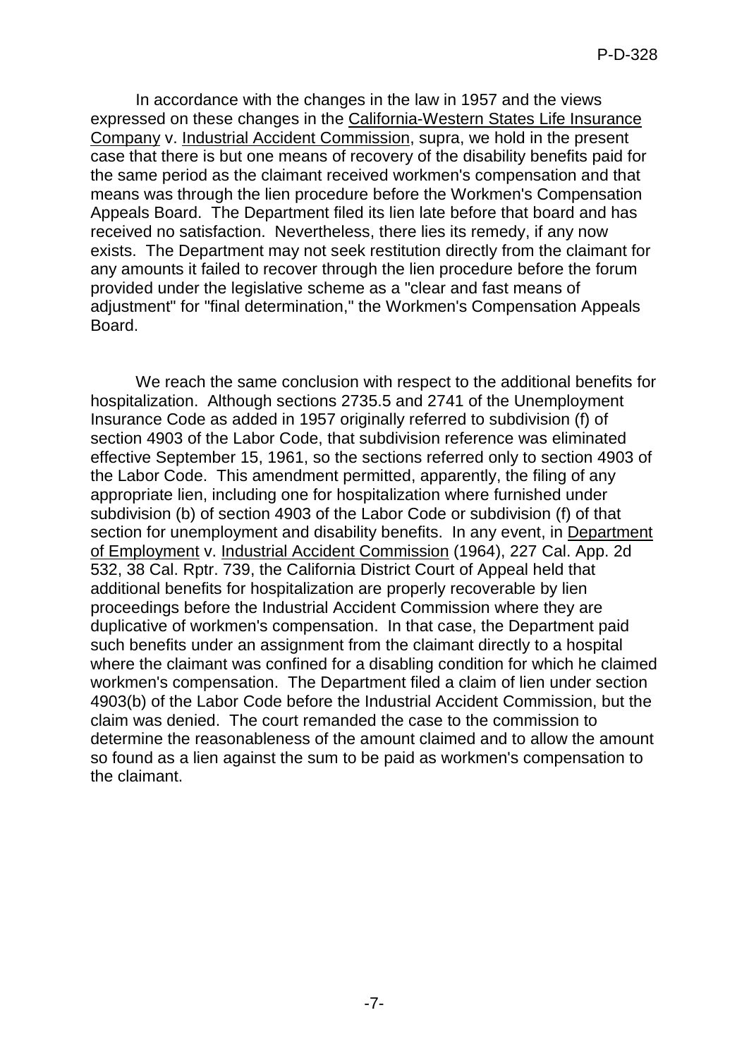In accordance with the changes in the law in 1957 and the views expressed on these changes in the California-Western States Life Insurance Company v. Industrial Accident Commission, supra, we hold in the present case that there is but one means of recovery of the disability benefits paid for the same period as the claimant received workmen's compensation and that means was through the lien procedure before the Workmen's Compensation Appeals Board. The Department filed its lien late before that board and has received no satisfaction. Nevertheless, there lies its remedy, if any now exists. The Department may not seek restitution directly from the claimant for any amounts it failed to recover through the lien procedure before the forum provided under the legislative scheme as a "clear and fast means of adjustment" for "final determination," the Workmen's Compensation Appeals Board.

We reach the same conclusion with respect to the additional benefits for hospitalization. Although sections 2735.5 and 2741 of the Unemployment Insurance Code as added in 1957 originally referred to subdivision (f) of section 4903 of the Labor Code, that subdivision reference was eliminated effective September 15, 1961, so the sections referred only to section 4903 of the Labor Code. This amendment permitted, apparently, the filing of any appropriate lien, including one for hospitalization where furnished under subdivision (b) of section 4903 of the Labor Code or subdivision (f) of that section for unemployment and disability benefits. In any event, in Department of Employment v. Industrial Accident Commission (1964), 227 Cal. App. 2d 532, 38 Cal. Rptr. 739, the California District Court of Appeal held that additional benefits for hospitalization are properly recoverable by lien proceedings before the Industrial Accident Commission where they are duplicative of workmen's compensation. In that case, the Department paid such benefits under an assignment from the claimant directly to a hospital where the claimant was confined for a disabling condition for which he claimed workmen's compensation. The Department filed a claim of lien under section 4903(b) of the Labor Code before the Industrial Accident Commission, but the claim was denied. The court remanded the case to the commission to determine the reasonableness of the amount claimed and to allow the amount so found as a lien against the sum to be paid as workmen's compensation to the claimant.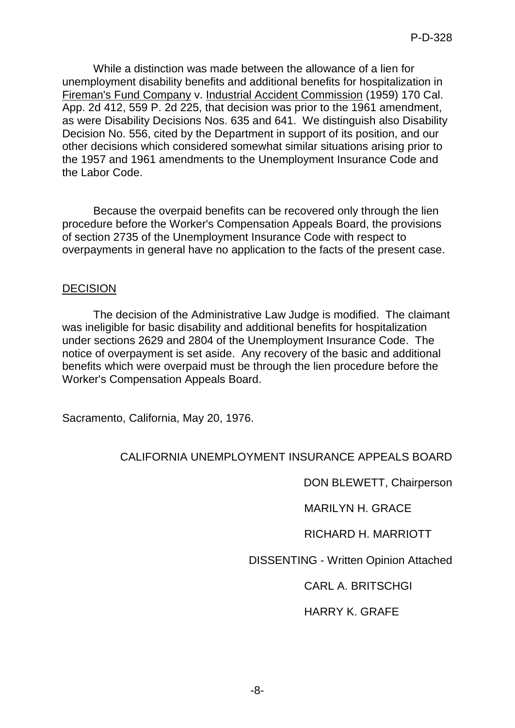While a distinction was made between the allowance of a lien for unemployment disability benefits and additional benefits for hospitalization in Fireman's Fund Company v. Industrial Accident Commission (1959) 170 Cal. App. 2d 412, 559 P. 2d 225, that decision was prior to the 1961 amendment, as were Disability Decisions Nos. 635 and 641. We distinguish also Disability Decision No. 556, cited by the Department in support of its position, and our other decisions which considered somewhat similar situations arising prior to the 1957 and 1961 amendments to the Unemployment Insurance Code and the Labor Code.

Because the overpaid benefits can be recovered only through the lien procedure before the Worker's Compensation Appeals Board, the provisions of section 2735 of the Unemployment Insurance Code with respect to overpayments in general have no application to the facts of the present case.

## DECISION

The decision of the Administrative Law Judge is modified. The claimant was ineligible for basic disability and additional benefits for hospitalization under sections 2629 and 2804 of the Unemployment Insurance Code. The notice of overpayment is set aside. Any recovery of the basic and additional benefits which were overpaid must be through the lien procedure before the Worker's Compensation Appeals Board.

Sacramento, California, May 20, 1976.

CALIFORNIA UNEMPLOYMENT INSURANCE APPEALS BOARD

DON BLEWETT, Chairperson

MARILYN H. GRACE

RICHARD H. MARRIOTT

DISSENTING - Written Opinion Attached

CARL A. BRITSCHGI

HARRY K. GRAFE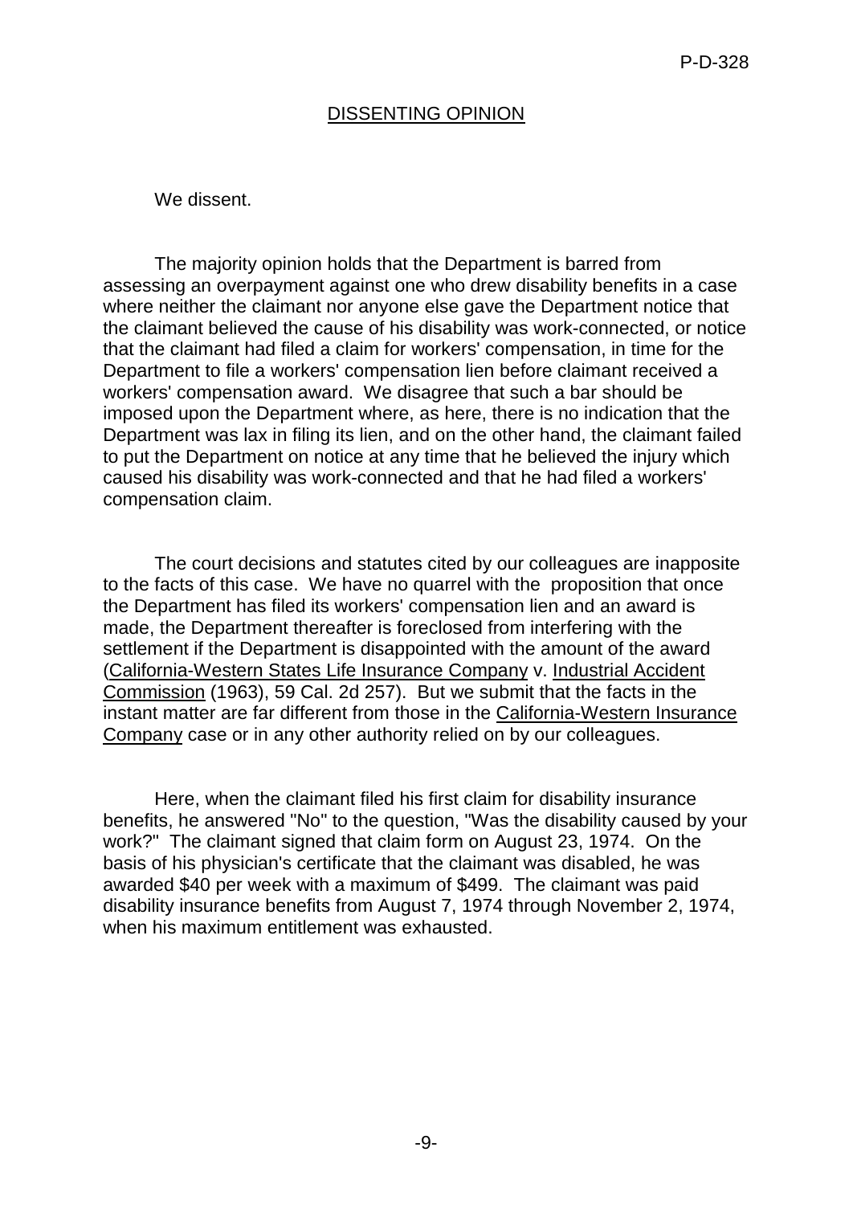## DISSENTING OPINION

We dissent.

The majority opinion holds that the Department is barred from assessing an overpayment against one who drew disability benefits in a case where neither the claimant nor anyone else gave the Department notice that the claimant believed the cause of his disability was work-connected, or notice that the claimant had filed a claim for workers' compensation, in time for the Department to file a workers' compensation lien before claimant received a workers' compensation award. We disagree that such a bar should be imposed upon the Department where, as here, there is no indication that the Department was lax in filing its lien, and on the other hand, the claimant failed to put the Department on notice at any time that he believed the injury which caused his disability was work-connected and that he had filed a workers' compensation claim.

The court decisions and statutes cited by our colleagues are inapposite to the facts of this case. We have no quarrel with the proposition that once the Department has filed its workers' compensation lien and an award is made, the Department thereafter is foreclosed from interfering with the settlement if the Department is disappointed with the amount of the award (California-Western States Life Insurance Company v. Industrial Accident Commission (1963), 59 Cal. 2d 257). But we submit that the facts in the instant matter are far different from those in the California-Western Insurance Company case or in any other authority relied on by our colleagues.

Here, when the claimant filed his first claim for disability insurance benefits, he answered "No" to the question, "Was the disability caused by your work?" The claimant signed that claim form on August 23, 1974. On the basis of his physician's certificate that the claimant was disabled, he was awarded $40 per week with a maximum of $499. The claimant was paid disability insurance benefits from August 7, 1974 through November 2, 1974, when his maximum entitlement was exhausted.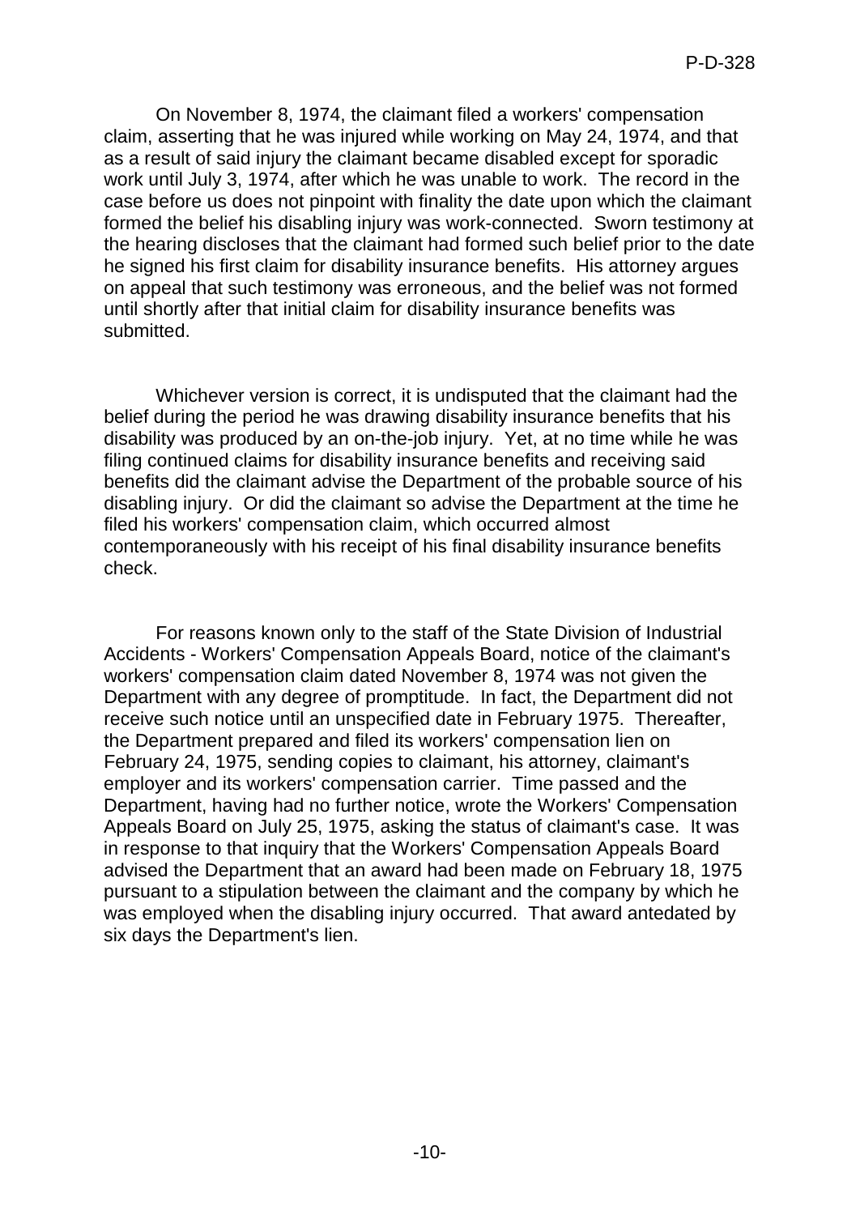On November 8, 1974, the claimant filed a workers' compensation claim, asserting that he was injured while working on May 24, 1974, and that as a result of said injury the claimant became disabled except for sporadic work until July 3, 1974, after which he was unable to work. The record in the case before us does not pinpoint with finality the date upon which the claimant formed the belief his disabling injury was work-connected. Sworn testimony at the hearing discloses that the claimant had formed such belief prior to the date he signed his first claim for disability insurance benefits. His attorney argues on appeal that such testimony was erroneous, and the belief was not formed until shortly after that initial claim for disability insurance benefits was submitted.

Whichever version is correct, it is undisputed that the claimant had the belief during the period he was drawing disability insurance benefits that his disability was produced by an on-the-job injury. Yet, at no time while he was filing continued claims for disability insurance benefits and receiving said benefits did the claimant advise the Department of the probable source of his disabling injury. Or did the claimant so advise the Department at the time he filed his workers' compensation claim, which occurred almost contemporaneously with his receipt of his final disability insurance benefits check.

For reasons known only to the staff of the State Division of Industrial Accidents - Workers' Compensation Appeals Board, notice of the claimant's workers' compensation claim dated November 8, 1974 was not given the Department with any degree of promptitude. In fact, the Department did not receive such notice until an unspecified date in February 1975. Thereafter, the Department prepared and filed its workers' compensation lien on February 24, 1975, sending copies to claimant, his attorney, claimant's employer and its workers' compensation carrier. Time passed and the Department, having had no further notice, wrote the Workers' Compensation Appeals Board on July 25, 1975, asking the status of claimant's case. It was in response to that inquiry that the Workers' Compensation Appeals Board advised the Department that an award had been made on February 18, 1975 pursuant to a stipulation between the claimant and the company by which he was employed when the disabling injury occurred. That award antedated by six days the Department's lien.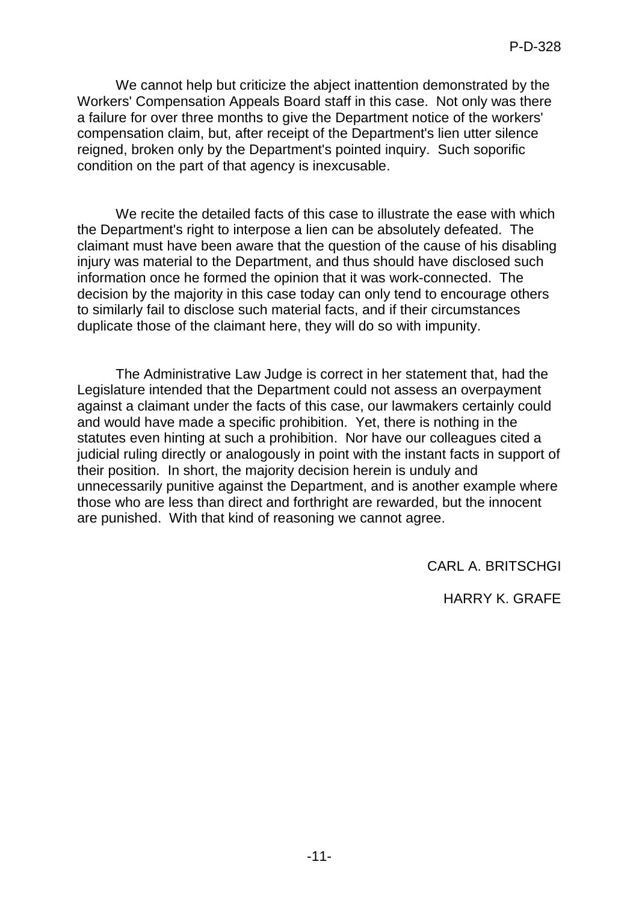We cannot help but criticize the abject inattention demonstrated by the Workers' Compensation Appeals Board staff in this case. Not only was there a failure for over three months to give the Department notice of the workers' compensation claim, but, after receipt of the Department's lien utter silence reigned, broken only by the Department's pointed inquiry. Such soporific condition on the part of that agency is inexcusable.

We recite the detailed facts of this case to illustrate the ease with which the Department's right to interpose a lien can be absolutely defeated. The claimant must have been aware that the question of the cause of his disabling injury was material to the Department, and thus should have disclosed such information once he formed the opinion that it was work-connected. The decision by the majority in this case today can only tend to encourage others to similarly fail to disclose such material facts, and if their circumstances duplicate those of the claimant here, they will do so with impunity.

The Administrative Law Judge is correct in her statement that, had the Legislature intended that the Department could not assess an overpayment against a claimant under the facts of this case, our lawmakers certainly could and would have made a specific prohibition. Yet, there is nothing in the statutes even hinting at such a prohibition. Nor have our colleagues cited a judicial ruling directly or analogously in point with the instant facts in support of their position. In short, the majority decision herein is unduly and unnecessarily punitive against the Department, and is another example where those who are less than direct and forthright are rewarded, but the innocent are punished. With that kind of reasoning we cannot agree.

CARL A. BRITSCHGI

HARRY K. GRAFE